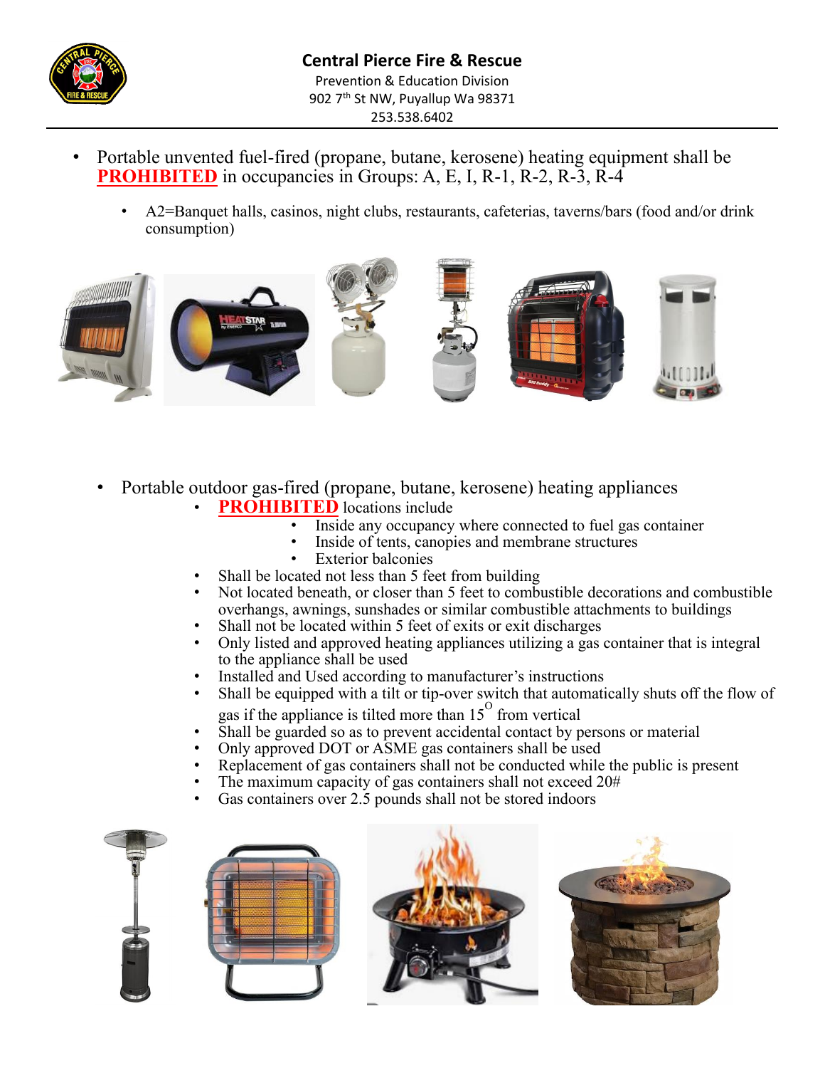# Central Pierce Fire & Rescue

Prevention & Education Division
902 7th St NW, Puyallup Wa 98371
253.538.6402

- Portable unvented fuel-fired (propane, butane, kerosene) heating equipment shall be **PROHIBITED** in occupancies in Groups: A, E, I, R-1, R-2, R-3, R-4
  - A2=Banquet halls, casinos, night clubs, restaurants, cafeterias, taverns/bars (food and/or drink consumption)

- Portable outdoor gas-fired (propane, butane, kerosene) heating appliances
  - **PROHIBITED** locations include
    - Inside any occupancy where connected to fuel gas container
    - Inside of tents, canopies and membrane structures
    - Exterior balconies
  - Shall be located not less than 5 feet from building
  - Not located beneath, or closer than 5 feet to combustible decorations and combustible overhangs, awnings, sunshades or similar combustible attachments to buildings
  - Shall not be located within 5 feet of exits or exit discharges
  - Only listed and approved heating appliances utilizing a gas container that is integral to the appliance shall be used
  - Installed and Used according to manufacturer's instructions
  - Shall be equipped with a tilt or tip-over switch that automatically shuts off the flow of gas if the appliance is tilted more than 15° from vertical
  - Shall be guarded so as to prevent accidental contact by persons or material
  - Only approved DOT or ASME gas containers shall be used
  - Replacement of gas containers shall not be conducted while the public is present
  - The maximum capacity of gas containers shall not exceed 20#
  - Gas containers over 2.5 pounds shall not be stored indoors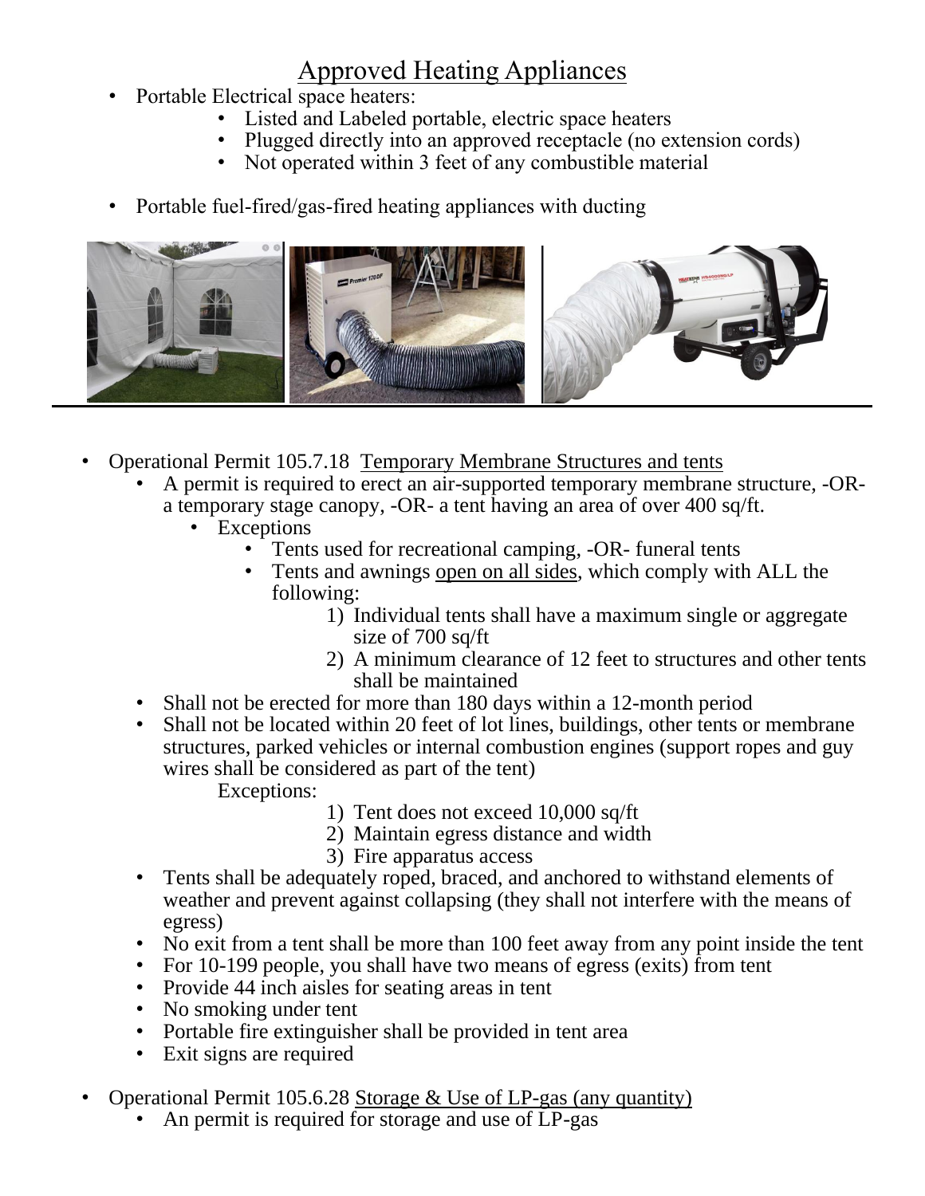# Approved Heating Appliances

- Portable Electrical space heaters:
  - Listed and Labeled portable, electric space heaters
  - Plugged directly into an approved receptacle (no extension cords)
  - Not operated within 3 feet of any combustible material
- Portable fuel-fired/gas-fired heating appliances with ducting

---

- Operational Permit 105.7.18 Temporary Membrane Structures and tents
  - A permit is required to erect an air-supported temporary membrane structure, -OR- a temporary stage canopy, -OR- a tent having an area of over 400 sq/ft.
    - Exceptions
      - Tents used for recreational camping, -OR- funeral tents
      - Tents and awnings open on all sides, which comply with ALL the following:
        1) Individual tents shall have a maximum single or aggregate size of 700 sq/ft
        2) A minimum clearance of 12 feet to structures and other tents shall be maintained
  - Shall not be erected for more than 180 days within a 12-month period
  - Shall not be located within 20 feet of lot lines, buildings, other tents or membrane structures, parked vehicles or internal combustion engines (support ropes and guy wires shall be considered as part of the tent)

    Exceptions:
    1) Tent does not exceed 10,000 sq/ft
    2) Maintain egress distance and width
    3) Fire apparatus access
  - Tents shall be adequately roped, braced, and anchored to withstand elements of weather and prevent against collapsing (they shall not interfere with the means of egress)
  - No exit from a tent shall be more than 100 feet away from any point inside the tent
  - For 10-199 people, you shall have two means of egress (exits) from tent
  - Provide 44 inch aisles for seating areas in tent
  - No smoking under tent
  - Portable fire extinguisher shall be provided in tent area
  - Exit signs are required
- Operational Permit 105.6.28 Storage & Use of LP-gas (any quantity)
  - An permit is required for storage and use of LP-gas